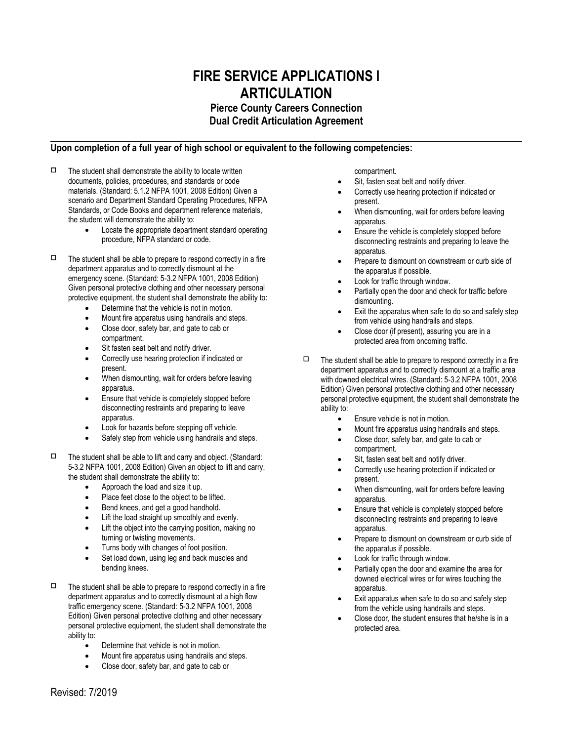# FIRE SERVICE APPLICATIONS I ARTICULATION

### Pierce County Careers Connection
### Dual Credit Articulation Agreement

**Upon completion of a full year of high school or equivalent to the following competencies:**

- ☐ The student shall demonstrate the ability to locate written documents, policies, procedures, and standards or code materials. (Standard: 5.1.2 NFPA 1001, 2008 Edition) Given a scenario and Department Standard Operating Procedures, NFPA Standards, or Code Books and department reference materials, the student will demonstrate the ability to:
  - Locate the appropriate department standard operating procedure, NFPA standard or code.

- ☐ The student shall be able to prepare to respond correctly in a fire department apparatus and to correctly dismount at the emergency scene. (Standard: 5-3.2 NFPA 1001, 2008 Edition) Given personal protective clothing and other necessary personal protective equipment, the student shall demonstrate the ability to:
  - Determine that the vehicle is not in motion.
  - Mount fire apparatus using handrails and steps.
  - Close door, safety bar, and gate to cab or compartment.
  - Sit fasten seat belt and notify driver.
  - Correctly use hearing protection if indicated or present.
  - When dismounting, wait for orders before leaving apparatus.
  - Ensure that vehicle is completely stopped before disconnecting restraints and preparing to leave apparatus.
  - Look for hazards before stepping off vehicle.
  - Safely step from vehicle using handrails and steps.

- ☐ The student shall be able to lift and carry and object. (Standard: 5-3.2 NFPA 1001, 2008 Edition) Given an object to lift and carry, the student shall demonstrate the ability to:
  - Approach the load and size it up.
  - Place feet close to the object to be lifted.
  - Bend knees, and get a good handhold.
  - Lift the load straight up smoothly and evenly.
  - Lift the object into the carrying position, making no turning or twisting movements.
  - Turns body with changes of foot position.
  - Set load down, using leg and back muscles and bending knees.

- ☐ The student shall be able to prepare to respond correctly in a fire department apparatus and to correctly dismount at a high flow traffic emergency scene. (Standard: 5-3.2 NFPA 1001, 2008 Edition) Given personal protective clothing and other necessary personal protective equipment, the student shall demonstrate the ability to:
  - Determine that vehicle is not in motion.
  - Mount fire apparatus using handrails and steps.
  - Close door, safety bar, and gate to cab or compartment.
  - Sit, fasten seat belt and notify driver.
  - Correctly use hearing protection if indicated or present.
  - When dismounting, wait for orders before leaving apparatus.
  - Ensure the vehicle is completely stopped before disconnecting restraints and preparing to leave the apparatus.
  - Prepare to dismount on downstream or curb side of the apparatus if possible.
  - Look for traffic through window.
  - Partially open the door and check for traffic before dismounting.
  - Exit the apparatus when safe to do so and safely step from vehicle using handrails and steps.
  - Close door (if present), assuring you are in a protected area from oncoming traffic.

- ☐ The student shall be able to prepare to respond correctly in a fire department apparatus and to correctly dismount at a traffic area with downed electrical wires. (Standard: 5-3.2 NFPA 1001, 2008 Edition) Given personal protective clothing and other necessary personal protective equipment, the student shall demonstrate the ability to:
  - Ensure vehicle is not in motion.
  - Mount fire apparatus using handrails and steps.
  - Close door, safety bar, and gate to cab or compartment.
  - Sit, fasten seat belt and notify driver.
  - Correctly use hearing protection if indicated or present.
  - When dismounting, wait for orders before leaving apparatus.
  - Ensure that vehicle is completely stopped before disconnecting restraints and preparing to leave apparatus.
  - Prepare to dismount on downstream or curb side of the apparatus if possible.
  - Look for traffic through window.
  - Partially open the door and examine the area for downed electrical wires or for wires touching the apparatus.
  - Exit apparatus when safe to do so and safely step from the vehicle using handrails and steps.
  - Close door, the student ensures that he/she is in a protected area.

Revised: 7/2019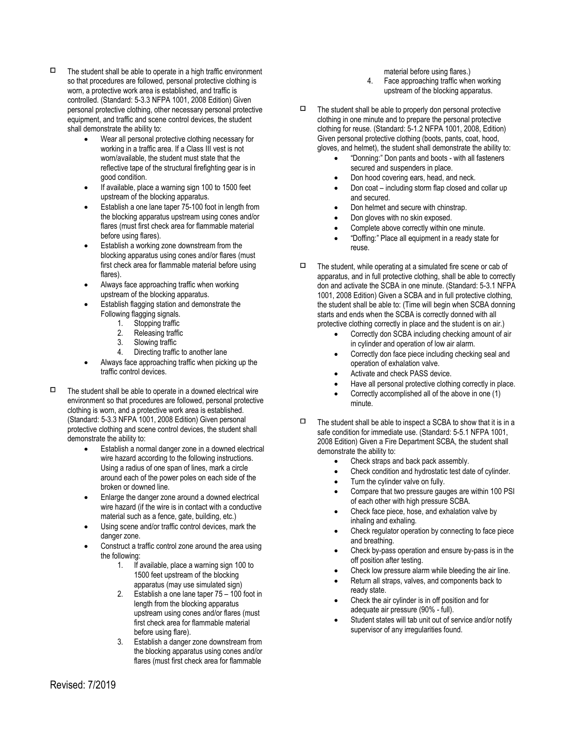- ☐ The student shall be able to operate in a high traffic environment so that procedures are followed, personal protective clothing is worn, a protective work area is established, and traffic is controlled. (Standard: 5-3.3 NFPA 1001, 2008 Edition) Given personal protective clothing, other necessary personal protective equipment, and traffic and scene control devices, the student shall demonstrate the ability to:
  - Wear all personal protective clothing necessary for working in a traffic area. If a Class III vest is not worn/available, the student must state that the reflective tape of the structural firefighting gear is in good condition.
  - If available, place a warning sign 100 to 1500 feet upstream of the blocking apparatus.
  - Establish a one lane taper 75-100 foot in length from the blocking apparatus upstream using cones and/or flares (must first check area for flammable material before using flares).
  - Establish a working zone downstream from the blocking apparatus using cones and/or flares (must first check area for flammable material before using flares).
  - Always face approaching traffic when working upstream of the blocking apparatus.
  - Establish flagging station and demonstrate the Following flagging signals.
    1. Stopping traffic
    2. Releasing traffic
    3. Slowing traffic
    4. Directing traffic to another lane
  - Always face approaching traffic when picking up the traffic control devices.

- ☐ The student shall be able to operate in a downed electrical wire environment so that procedures are followed, personal protective clothing is worn, and a protective work area is established. (Standard: 5-3.3 NFPA 1001, 2008 Edition) Given personal protective clothing and scene control devices, the student shall demonstrate the ability to:
  - Establish a normal danger zone in a downed electrical wire hazard according to the following instructions. Using a radius of one span of lines, mark a circle around each of the power poles on each side of the broken or downed line.
  - Enlarge the danger zone around a downed electrical wire hazard (if the wire is in contact with a conductive material such as a fence, gate, building, etc.)
  - Using scene and/or traffic control devices, mark the danger zone.
  - Construct a traffic control zone around the area using the following:
    1. If available, place a warning sign 100 to 1500 feet upstream of the blocking apparatus (may use simulated sign)
    2. Establish a one lane taper 75 – 100 foot in length from the blocking apparatus upstream using cones and/or flares (must first check area for flammable material before using flare).
    3. Establish a danger zone downstream from the blocking apparatus using cones and/or flares (must first check area for flammable material before using flares.)
    4. Face approaching traffic when working upstream of the blocking apparatus.

- ☐ The student shall be able to properly don personal protective clothing in one minute and to prepare the personal protective clothing for reuse. (Standard: 5-1.2 NFPA 1001, 2008, Edition) Given personal protective clothing (boots, pants, coat, hood, gloves, and helmet), the student shall demonstrate the ability to:
  - "Donning:" Don pants and boots - with all fasteners secured and suspenders in place.
  - Don hood covering ears, head, and neck.
  - Don coat – including storm flap closed and collar up and secured.
  - Don helmet and secure with chinstrap.
  - Don gloves with no skin exposed.
  - Complete above correctly within one minute.
  - "Doffing:" Place all equipment in a ready state for reuse.

- ☐ The student, while operating at a simulated fire scene or cab of apparatus, and in full protective clothing, shall be able to correctly don and activate the SCBA in one minute. (Standard: 5-3.1 NFPA 1001, 2008 Edition) Given a SCBA and in full protective clothing, the student shall be able to: (Time will begin when SCBA donning starts and ends when the SCBA is correctly donned with all protective clothing correctly in place and the student is on air.)
  - Correctly don SCBA including checking amount of air in cylinder and operation of low air alarm.
  - Correctly don face piece including checking seal and operation of exhalation valve.
  - Activate and check PASS device.
  - Have all personal protective clothing correctly in place.
  - Correctly accomplished all of the above in one (1) minute.

- ☐ The student shall be able to inspect a SCBA to show that it is in a safe condition for immediate use. (Standard: 5-5.1 NFPA 1001, 2008 Edition) Given a Fire Department SCBA, the student shall demonstrate the ability to:
  - Check straps and back pack assembly.
  - Check condition and hydrostatic test date of cylinder.
  - Turn the cylinder valve on fully.
  - Compare that two pressure gauges are within 100 PSI of each other with high pressure SCBA.
  - Check face piece, hose, and exhalation valve by inhaling and exhaling.
  - Check regulator operation by connecting to face piece and breathing.
  - Check by-pass operation and ensure by-pass is in the off position after testing.
  - Check low pressure alarm while bleeding the air line.
  - Return all straps, valves, and components back to ready state.
  - Check the air cylinder is in off position and for adequate air pressure (90% - full).
  - Student states will tab unit out of service and/or notify supervisor of any irregularities found.

Revised: 7/2019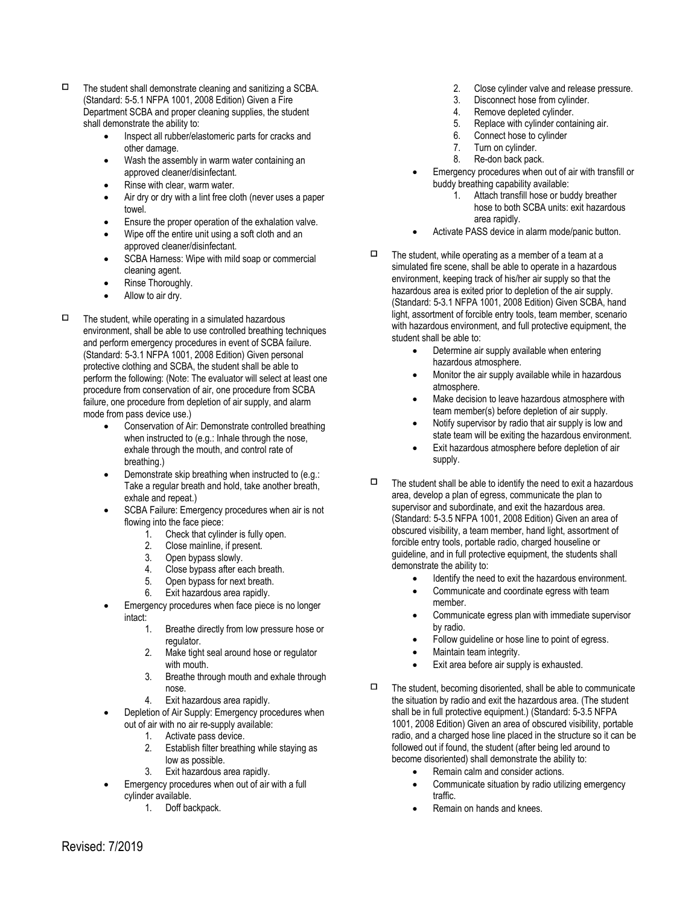- ☐ The student shall demonstrate cleaning and sanitizing a SCBA. (Standard: 5-5.1 NFPA 1001, 2008 Edition) Given a Fire Department SCBA and proper cleaning supplies, the student shall demonstrate the ability to:
  - Inspect all rubber/elastomeric parts for cracks and other damage.
  - Wash the assembly in warm water containing an approved cleaner/disinfectant.
  - Rinse with clear, warm water.
  - Air dry or dry with a lint free cloth (never uses a paper towel.
  - Ensure the proper operation of the exhalation valve.
  - Wipe off the entire unit using a soft cloth and an approved cleaner/disinfectant.
  - SCBA Harness: Wipe with mild soap or commercial cleaning agent.
  - Rinse Thoroughly.
  - Allow to air dry.

- ☐ The student, while operating in a simulated hazardous environment, shall be able to use controlled breathing techniques and perform emergency procedures in event of SCBA failure. (Standard: 5-3.1 NFPA 1001, 2008 Edition) Given personal protective clothing and SCBA, the student shall be able to perform the following: (Note: The evaluator will select at least one procedure from conservation of air, one procedure from SCBA failure, one procedure from depletion of air supply, and alarm mode from pass device use.)
  - Conservation of Air: Demonstrate controlled breathing when instructed to (e.g.: Inhale through the nose, exhale through the mouth, and control rate of breathing.)
  - Demonstrate skip breathing when instructed to (e.g.: Take a regular breath and hold, take another breath, exhale and repeat.)
  - SCBA Failure: Emergency procedures when air is not flowing into the face piece:
    1. Check that cylinder is fully open.
    2. Close mainline, if present.
    3. Open bypass slowly.
    4. Close bypass after each breath.
    5. Open bypass for next breath.
    6. Exit hazardous area rapidly.
  - Emergency procedures when face piece is no longer intact:
    1. Breathe directly from low pressure hose or regulator.
    2. Make tight seal around hose or regulator with mouth.
    3. Breathe through mouth and exhale through nose.
    4. Exit hazardous area rapidly.
  - Depletion of Air Supply: Emergency procedures when out of air with no air re-supply available:
    1. Activate pass device.
    2. Establish filter breathing while staying as low as possible.
    3. Exit hazardous area rapidly.
  - Emergency procedures when out of air with a full cylinder available.
    1. Doff backpack.
    2. Close cylinder valve and release pressure.
    3. Disconnect hose from cylinder.
    4. Remove depleted cylinder.
    5. Replace with cylinder containing air.
    6. Connect hose to cylinder
    7. Turn on cylinder.
    8. Re-don back pack.
  - Emergency procedures when out of air with transfill or buddy breathing capability available:
    1. Attach transfill hose or buddy breather hose to both SCBA units: exit hazardous area rapidly.
  - Activate PASS device in alarm mode/panic button.

- ☐ The student, while operating as a member of a team at a simulated fire scene, shall be able to operate in a hazardous environment, keeping track of his/her air supply so that the hazardous area is exited prior to depletion of the air supply. (Standard: 5-3.1 NFPA 1001, 2008 Edition) Given SCBA, hand light, assortment of forcible entry tools, team member, scenario with hazardous environment, and full protective equipment, the student shall be able to:
  - Determine air supply available when entering hazardous atmosphere.
  - Monitor the air supply available while in hazardous atmosphere.
  - Make decision to leave hazardous atmosphere with team member(s) before depletion of air supply.
  - Notify supervisor by radio that air supply is low and state team will be exiting the hazardous environment.
  - Exit hazardous atmosphere before depletion of air supply.

- ☐ The student shall be able to identify the need to exit a hazardous area, develop a plan of egress, communicate the plan to supervisor and subordinate, and exit the hazardous area. (Standard: 5-3.5 NFPA 1001, 2008 Edition) Given an area of obscured visibility, a team member, hand light, assortment of forcible entry tools, portable radio, charged houseline or guideline, and in full protective equipment, the students shall demonstrate the ability to:
  - Identify the need to exit the hazardous environment.
  - Communicate and coordinate egress with team member.
  - Communicate egress plan with immediate supervisor by radio.
  - Follow guideline or hose line to point of egress.
  - Maintain team integrity.
  - Exit area before air supply is exhausted.

- ☐ The student, becoming disoriented, shall be able to communicate the situation by radio and exit the hazardous area. (The student shall be in full protective equipment.) (Standard: 5-3.5 NFPA 1001, 2008 Edition) Given an area of obscured visibility, portable radio, and a charged hose line placed in the structure so it can be followed out if found, the student (after being led around to become disoriented) shall demonstrate the ability to:
  - Remain calm and consider actions.
  - Communicate situation by radio utilizing emergency traffic.
  - Remain on hands and knees.

Revised: 7/2019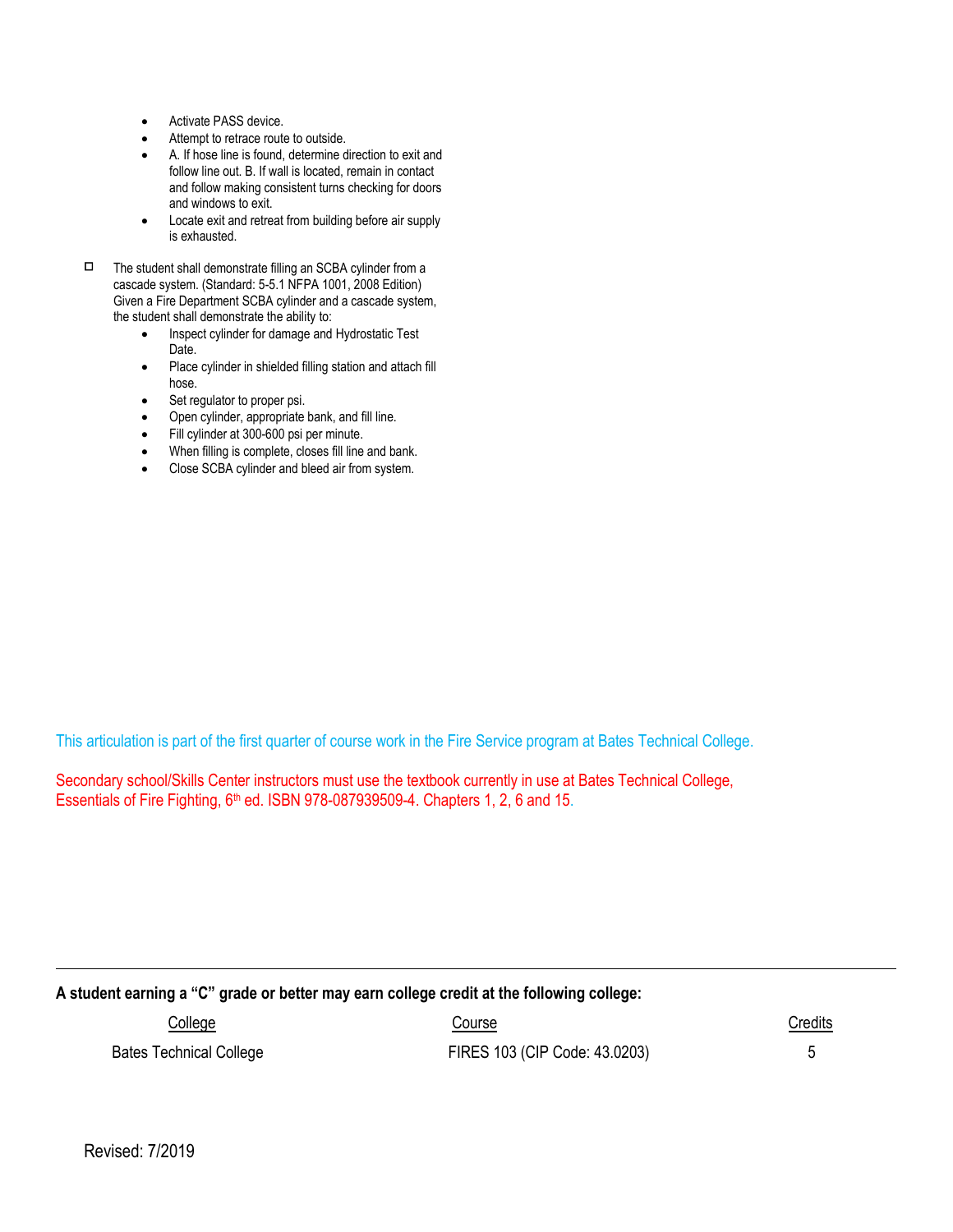- Activate PASS device.
- Attempt to retrace route to outside.
- A. If hose line is found, determine direction to exit and follow line out. B. If wall is located, remain in contact and follow making consistent turns checking for doors and windows to exit.
- Locate exit and retreat from building before air supply is exhausted.

☐ The student shall demonstrate filling an SCBA cylinder from a cascade system. (Standard: 5-5.1 NFPA 1001, 2008 Edition) Given a Fire Department SCBA cylinder and a cascade system, the student shall demonstrate the ability to:

- Inspect cylinder for damage and Hydrostatic Test Date.
- Place cylinder in shielded filling station and attach fill hose.
- Set regulator to proper psi.
- Open cylinder, appropriate bank, and fill line.
- Fill cylinder at 300-600 psi per minute.
- When filling is complete, closes fill line and bank.
- Close SCBA cylinder and bleed air from system.

This articulation is part of the first quarter of course work in the Fire Service program at Bates Technical College.

Secondary school/Skills Center instructors must use the textbook currently in use at Bates Technical College, Essentials of Fire Fighting, 6th ed. ISBN 978-087939509-4. Chapters 1, 2, 6 and 15.

---

**A student earning a "C" grade or better may earn college credit at the following college:**

| College | Course | Credits |
| --- | --- | --- |
| Bates Technical College | FIRES 103 (CIP Code: 43.0203) | 5 |

Revised: 7/2019